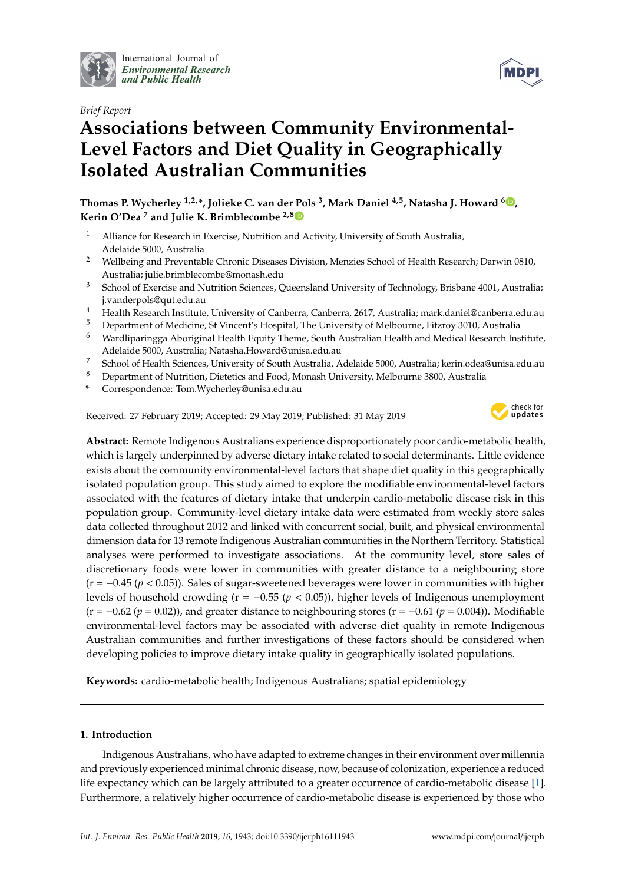International Journal of *Environmental Research and Public Health*

*Brief Report*

# Associations between Community Environmental-Level Factors and Diet Quality in Geographically Isolated Australian Communities

**Thomas P. Wycherley [1,2,*], Jolieke C. van der Pols [3], Mark Daniel [4,5], Natasha J. Howard [6], Kerin O'Dea [7] and Julie K. Brimblecombe [2,8]**

1. Alliance for Research in Exercise, Nutrition and Activity, University of South Australia, Adelaide 5000, Australia
2. Wellbeing and Preventable Chronic Diseases Division, Menzies School of Health Research; Darwin 0810, Australia; julie.brimblecombe@monash.edu
3. School of Exercise and Nutrition Sciences, Queensland University of Technology, Brisbane 4001, Australia; j.vanderpols@qut.edu.au
4. Health Research Institute, University of Canberra, Canberra, 2617, Australia; mark.daniel@canberra.edu.au
5. Department of Medicine, St Vincent's Hospital, The University of Melbourne, Fitzroy 3010, Australia
6. Wardliparingga Aboriginal Health Equity Theme, South Australian Health and Medical Research Institute, Adelaide 5000, Australia; Natasha.Howard@unisa.edu.au
7. School of Health Sciences, University of South Australia, Adelaide 5000, Australia; kerin.odea@unisa.edu.au
8. Department of Nutrition, Dietetics and Food, Monash University, Melbourne 3800, Australia

\* Correspondence: Tom.Wycherley@unisa.edu.au

Received: 27 February 2019; Accepted: 29 May 2019; Published: 31 May 2019

**Abstract:** Remote Indigenous Australians experience disproportionately poor cardio-metabolic health, which is largely underpinned by adverse dietary intake related to social determinants. Little evidence exists about the community environmental-level factors that shape diet quality in this geographically isolated population group. This study aimed to explore the modifiable environmental-level factors associated with the features of dietary intake that underpin cardio-metabolic disease risk in this population group. Community-level dietary intake data were estimated from weekly store sales data collected throughout 2012 and linked with concurrent social, built, and physical environmental dimension data for 13 remote Indigenous Australian communities in the Northern Territory. Statistical analyses were performed to investigate associations. At the community level, store sales of discretionary foods were lower in communities with greater distance to a neighbouring store ($r = -0.45$ ($p < 0.05$)). Sales of sugar-sweetened beverages were lower in communities with higher levels of household crowding ($r = -0.55$ ($p < 0.05$)), higher levels of Indigenous unemployment ($r = -0.62$ ($p = 0.02$)), and greater distance to neighbouring stores ($r = -0.61$ ($p = 0.004$)). Modifiable environmental-level factors may be associated with adverse diet quality in remote Indigenous Australian communities and further investigations of these factors should be considered when developing policies to improve dietary intake quality in geographically isolated populations.

**Keywords:** cardio-metabolic health; Indigenous Australians; spatial epidemiology

## 1. Introduction

Indigenous Australians, who have adapted to extreme changes in their environment over millennia and previously experienced minimal chronic disease, now, because of colonization, experience a reduced life expectancy which can be largely attributed to a greater occurrence of cardio-metabolic disease [1]. Furthermore, a relatively higher occurrence of cardio-metabolic disease is experienced by those who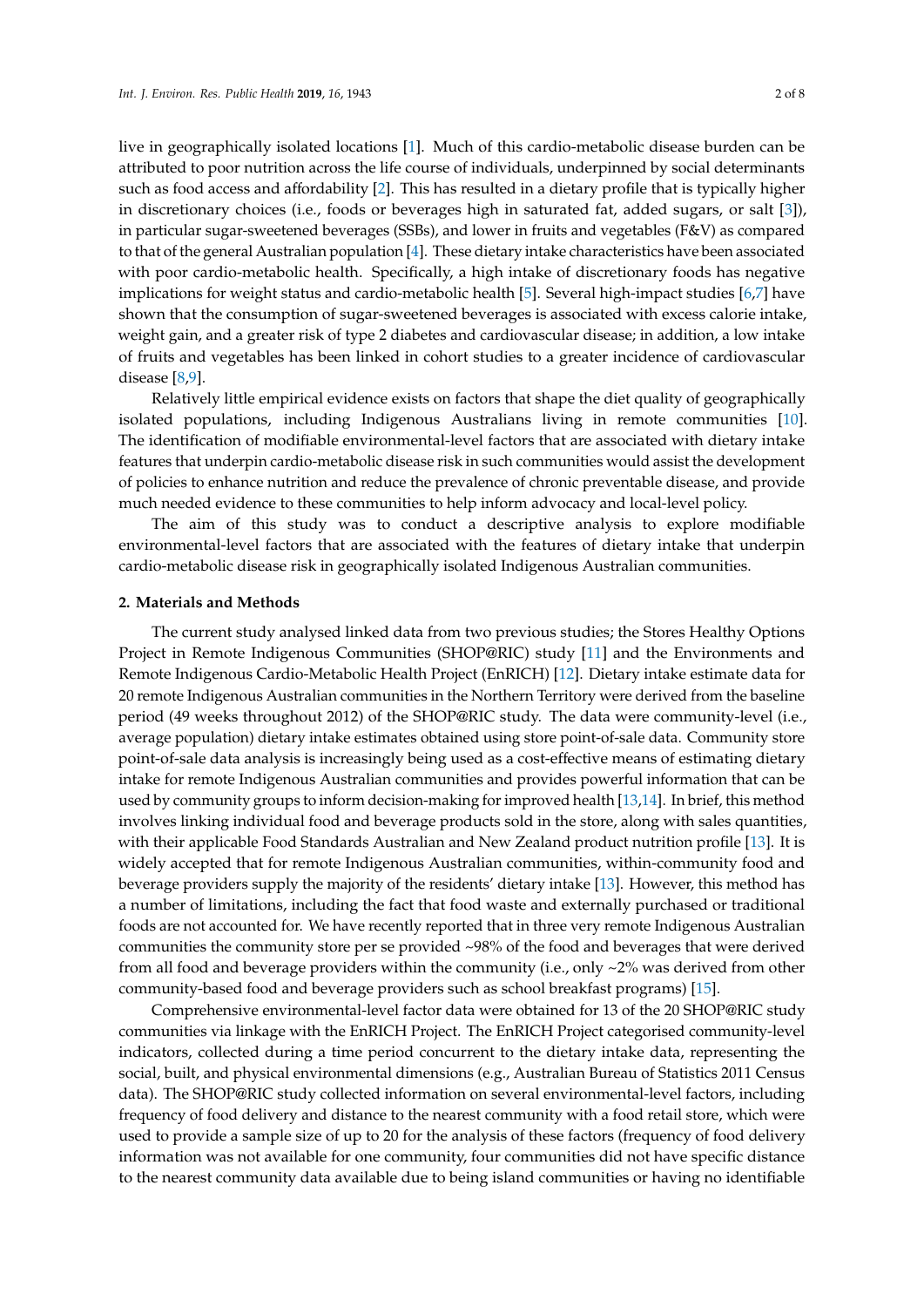live in geographically isolated locations [1]. Much of this cardio-metabolic disease burden can be attributed to poor nutrition across the life course of individuals, underpinned by social determinants such as food access and affordability [2]. This has resulted in a dietary profile that is typically higher in discretionary choices (i.e., foods or beverages high in saturated fat, added sugars, or salt [3]), in particular sugar-sweetened beverages (SSBs), and lower in fruits and vegetables (F&V) as compared to that of the general Australian population [4]. These dietary intake characteristics have been associated with poor cardio-metabolic health. Specifically, a high intake of discretionary foods has negative implications for weight status and cardio-metabolic health [5]. Several high-impact studies [6,7] have shown that the consumption of sugar-sweetened beverages is associated with excess calorie intake, weight gain, and a greater risk of type 2 diabetes and cardiovascular disease; in addition, a low intake of fruits and vegetables has been linked in cohort studies to a greater incidence of cardiovascular disease [8,9].

Relatively little empirical evidence exists on factors that shape the diet quality of geographically isolated populations, including Indigenous Australians living in remote communities [10]. The identification of modifiable environmental-level factors that are associated with dietary intake features that underpin cardio-metabolic disease risk in such communities would assist the development of policies to enhance nutrition and reduce the prevalence of chronic preventable disease, and provide much needed evidence to these communities to help inform advocacy and local-level policy.

The aim of this study was to conduct a descriptive analysis to explore modifiable environmental-level factors that are associated with the features of dietary intake that underpin cardio-metabolic disease risk in geographically isolated Indigenous Australian communities.

## 2. Materials and Methods

The current study analysed linked data from two previous studies; the Stores Healthy Options Project in Remote Indigenous Communities (SHOP@RIC) study [11] and the Environments and Remote Indigenous Cardio-Metabolic Health Project (EnRICH) [12]. Dietary intake estimate data for 20 remote Indigenous Australian communities in the Northern Territory were derived from the baseline period (49 weeks throughout 2012) of the SHOP@RIC study. The data were community-level (i.e., average population) dietary intake estimates obtained using store point-of-sale data. Community store point-of-sale data analysis is increasingly being used as a cost-effective means of estimating dietary intake for remote Indigenous Australian communities and provides powerful information that can be used by community groups to inform decision-making for improved health [13,14]. In brief, this method involves linking individual food and beverage products sold in the store, along with sales quantities, with their applicable Food Standards Australian and New Zealand product nutrition profile [13]. It is widely accepted that for remote Indigenous Australian communities, within-community food and beverage providers supply the majority of the residents' dietary intake [13]. However, this method has a number of limitations, including the fact that food waste and externally purchased or traditional foods are not accounted for. We have recently reported that in three very remote Indigenous Australian communities the community store per se provided ~98% of the food and beverages that were derived from all food and beverage providers within the community (i.e., only ~2% was derived from other community-based food and beverage providers such as school breakfast programs) [15].

Comprehensive environmental-level factor data were obtained for 13 of the 20 SHOP@RIC study communities via linkage with the EnRICH Project. The EnRICH Project categorised community-level indicators, collected during a time period concurrent to the dietary intake data, representing the social, built, and physical environmental dimensions (e.g., Australian Bureau of Statistics 2011 Census data). The SHOP@RIC study collected information on several environmental-level factors, including frequency of food delivery and distance to the nearest community with a food retail store, which were used to provide a sample size of up to 20 for the analysis of these factors (frequency of food delivery information was not available for one community, four communities did not have specific distance to the nearest community data available due to being island communities or having no identifiable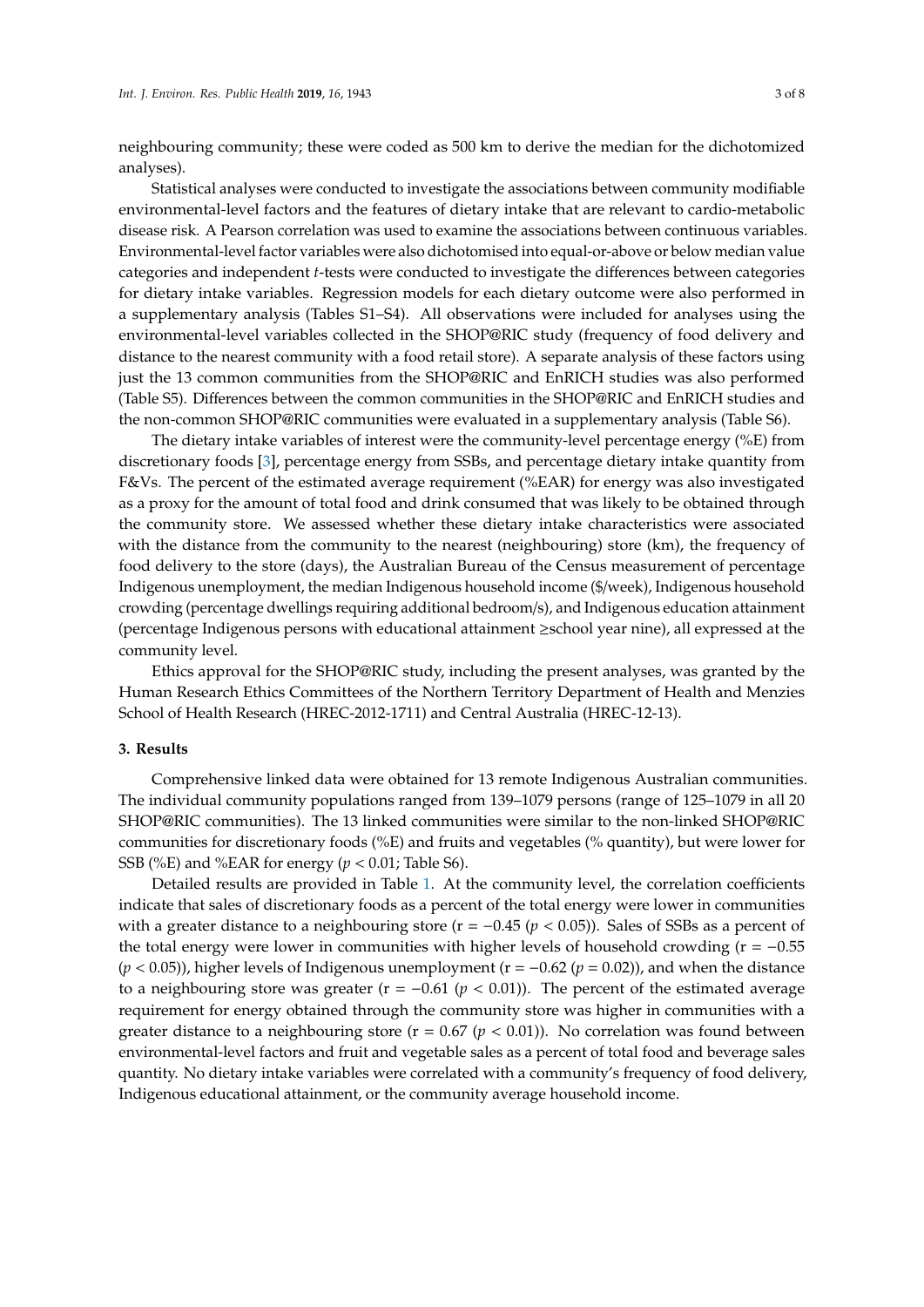neighbouring community; these were coded as 500 km to derive the median for the dichotomized analyses).

Statistical analyses were conducted to investigate the associations between community modifiable environmental-level factors and the features of dietary intake that are relevant to cardio-metabolic disease risk. A Pearson correlation was used to examine the associations between continuous variables. Environmental-level factor variables were also dichotomised into equal-or-above or below median value categories and independent *t*-tests were conducted to investigate the differences between categories for dietary intake variables. Regression models for each dietary outcome were also performed in a supplementary analysis (Tables S1–S4). All observations were included for analyses using the environmental-level variables collected in the SHOP@RIC study (frequency of food delivery and distance to the nearest community with a food retail store). A separate analysis of these factors using just the 13 common communities from the SHOP@RIC and EnRICH studies was also performed (Table S5). Differences between the common communities in the SHOP@RIC and EnRICH studies and the non-common SHOP@RIC communities were evaluated in a supplementary analysis (Table S6).

The dietary intake variables of interest were the community-level percentage energy (%E) from discretionary foods [3], percentage energy from SSBs, and percentage dietary intake quantity from F&Vs. The percent of the estimated average requirement (%EAR) for energy was also investigated as a proxy for the amount of total food and drink consumed that was likely to be obtained through the community store. We assessed whether these dietary intake characteristics were associated with the distance from the community to the nearest (neighbouring) store (km), the frequency of food delivery to the store (days), the Australian Bureau of the Census measurement of percentage Indigenous unemployment, the median Indigenous household income ($/week), Indigenous household crowding (percentage dwellings requiring additional bedroom/s), and Indigenous education attainment (percentage Indigenous persons with educational attainment ≥school year nine), all expressed at the community level.

Ethics approval for the SHOP@RIC study, including the present analyses, was granted by the Human Research Ethics Committees of the Northern Territory Department of Health and Menzies School of Health Research (HREC-2012-1711) and Central Australia (HREC-12-13).

## 3. Results

Comprehensive linked data were obtained for 13 remote Indigenous Australian communities. The individual community populations ranged from 139–1079 persons (range of 125–1079 in all 20 SHOP@RIC communities). The 13 linked communities were similar to the non-linked SHOP@RIC communities for discretionary foods (%E) and fruits and vegetables (% quantity), but were lower for SSB (%E) and %EAR for energy ($p < 0.01$; Table S6).

Detailed results are provided in Table 1. At the community level, the correlation coefficients indicate that sales of discretionary foods as a percent of the total energy were lower in communities with a greater distance to a neighbouring store ($r = -0.45$ ($p < 0.05$)). Sales of SSBs as a percent of the total energy were lower in communities with higher levels of household crowding ($r = -0.55$ ($p < 0.05$)), higher levels of Indigenous unemployment ($r = -0.62$ ($p = 0.02$)), and when the distance to a neighbouring store was greater ($r = -0.61$ ($p < 0.01$)). The percent of the estimated average requirement for energy obtained through the community store was higher in communities with a greater distance to a neighbouring store ($r = 0.67$ ($p < 0.01$)). No correlation was found between environmental-level factors and fruit and vegetable sales as a percent of total food and beverage sales quantity. No dietary intake variables were correlated with a community's frequency of food delivery, Indigenous educational attainment, or the community average household income.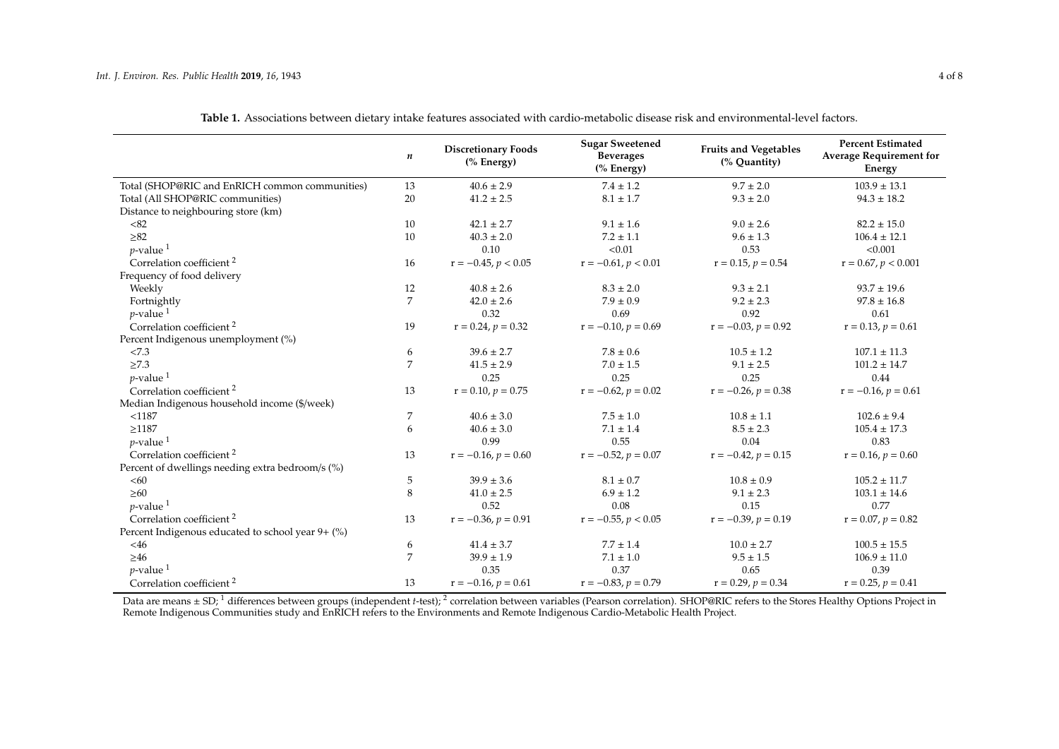**Table 1.** Associations between dietary intake features associated with cardio-metabolic disease risk and environmental-level factors.

| | *n* | Discretionary Foods (% Energy) | Sugar Sweetened Beverages (% Energy) | Fruits and Vegetables (% Quantity) | Percent Estimated Average Requirement for Energy |
|---|---|---|---|---|---|
| Total (SHOP@RIC and EnRICH common communities) | 13 | 40.6 ± 2.9 | 7.4 ± 1.2 | 9.7 ± 2.0 | 103.9 ± 13.1 |
| Total (All SHOP@RIC communities) | 20 | 41.2 ± 2.5 | 8.1 ± 1.7 | 9.3 ± 2.0 | 94.3 ± 18.2 |
| Distance to neighbouring store (km) | | | | | |
| <82 | 10 | 42.1 ± 2.7 | 9.1 ± 1.6 | 9.0 ± 2.6 | 82.2 ± 15.0 |
| ≥82 | 10 | 40.3 ± 2.0 | 7.2 ± 1.1 | 9.6 ± 1.3 | 106.4 ± 12.1 |
| *p*-value [1] | | 0.10 | <0.01 | 0.53 | <0.001 |
| Correlation coefficient [2] | 16 | $r = -0.45, p < 0.05$ | $r = -0.61, p < 0.01$ | $r = 0.15, p = 0.54$ | $r = 0.67, p < 0.001$ |
| Frequency of food delivery | | | | | |
| Weekly | 12 | 40.8 ± 2.6 | 8.3 ± 2.0 | 9.3 ± 2.1 | 93.7 ± 19.6 |
| Fortnightly | 7 | 42.0 ± 2.6 | 7.9 ± 0.9 | 9.2 ± 2.3 | 97.8 ± 16.8 |
| *p*-value [1] | | 0.32 | 0.69 | 0.92 | 0.61 |
| Correlation coefficient [2] | 19 | $r = 0.24, p = 0.32$ | $r = -0.10, p = 0.69$ | $r = -0.03, p = 0.92$ | $r = 0.13, p = 0.61$ |
| Percent Indigenous unemployment (%) | | | | | |
| <7.3 | 6 | 39.6 ± 2.7 | 7.8 ± 0.6 | 10.5 ± 1.2 | 107.1 ± 11.3 |
| ≥7.3 | 7 | 41.5 ± 2.9 | 7.0 ± 1.5 | 9.1 ± 2.5 | 101.2 ± 14.7 |
| *p*-value [1] | | 0.25 | 0.25 | 0.25 | 0.44 |
| Correlation coefficient [2] | 13 | $r = 0.10, p = 0.75$ | $r = -0.62, p = 0.02$ | $r = -0.26, p = 0.38$ | $r = -0.16, p = 0.61$ |
| Median Indigenous household income ($/week) | | | | | |
| <1187 | 7 | 40.6 ± 3.0 | 7.5 ± 1.0 | 10.8 ± 1.1 | 102.6 ± 9.4 |
| ≥1187 | 6 | 40.6 ± 3.0 | 7.1 ± 1.4 | 8.5 ± 2.3 | 105.4 ± 17.3 |
| *p*-value [1] | | 0.99 | 0.55 | 0.04 | 0.83 |
| Correlation coefficient [2] | 13 | $r = -0.16, p = 0.60$ | $r = -0.52, p = 0.07$ | $r = -0.42, p = 0.15$ | $r = 0.16, p = 0.60$ |
| Percent of dwellings needing extra bedroom/s (%) | | | | | |
| <60 | 5 | 39.9 ± 3.6 | 8.1 ± 0.7 | 10.8 ± 0.9 | 105.2 ± 11.7 |
| ≥60 | 8 | 41.0 ± 2.5 | 6.9 ± 1.2 | 9.1 ± 2.3 | 103.1 ± 14.6 |
| *p*-value [1] | | 0.52 | 0.08 | 0.15 | 0.77 |
| Correlation coefficient [2] | 13 | $r = -0.36, p = 0.91$ | $r = -0.55, p < 0.05$ | $r = -0.39, p = 0.19$ | $r = 0.07, p = 0.82$ |
| Percent Indigenous educated to school year 9+ (%) | | | | | |
| <46 | 6 | 41.4 ± 3.7 | 7.7 ± 1.4 | 10.0 ± 2.7 | 100.5 ± 15.5 |
| ≥46 | 7 | 39.9 ± 1.9 | 7.1 ± 1.0 | 9.5 ± 1.5 | 106.9 ± 11.0 |
| *p*-value [1] | | 0.35 | 0.37 | 0.65 | 0.39 |
| Correlation coefficient [2] | 13 | $r = -0.16, p = 0.61$ | $r = -0.83, p = 0.79$ | $r = 0.29, p = 0.34$ | $r = 0.25, p = 0.41$ |

Data are means ± SD; [1] differences between groups (independent *t*-test); [2] correlation between variables (Pearson correlation). SHOP@RIC refers to the Stores Healthy Options Project in Remote Indigenous Communities study and EnRICH refers to the Environments and Remote Indigenous Cardio-Metabolic Health Project.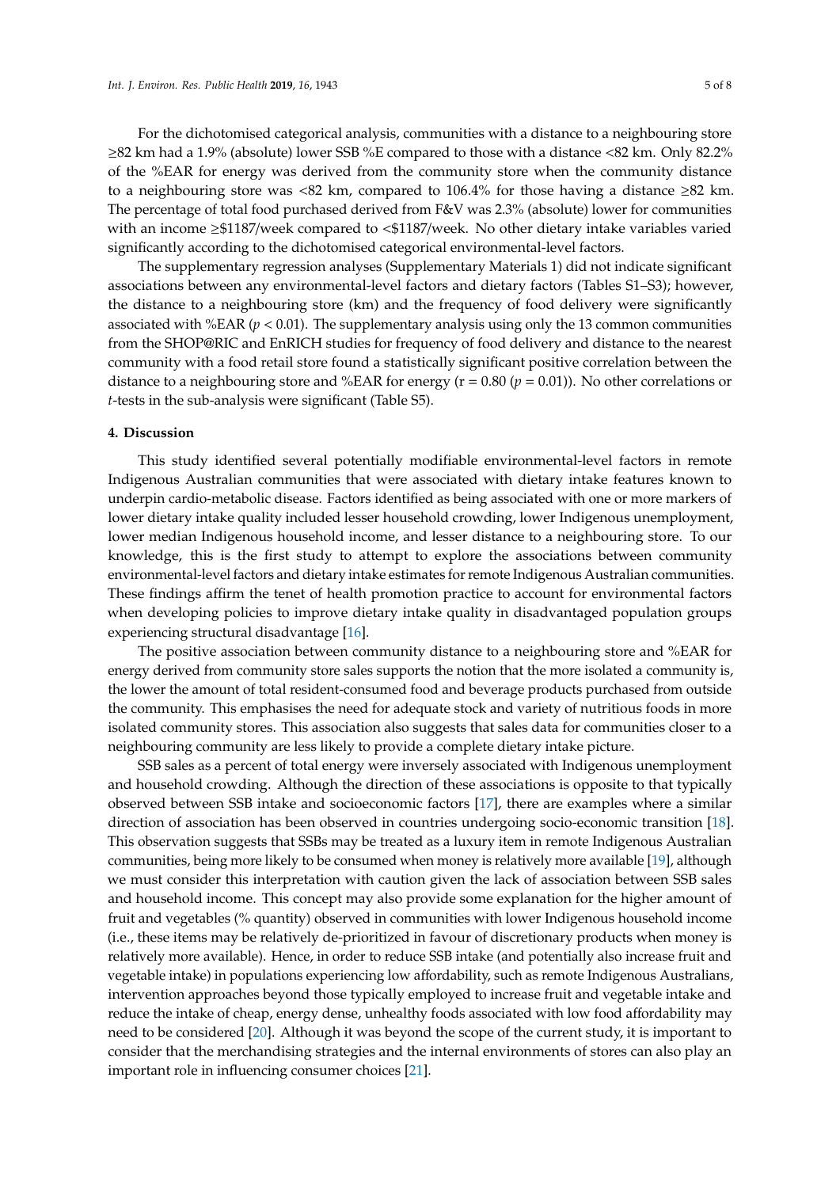For the dichotomised categorical analysis, communities with a distance to a neighbouring store ≥82 km had a 1.9% (absolute) lower SSB %E compared to those with a distance <82 km. Only 82.2% of the %EAR for energy was derived from the community store when the community distance to a neighbouring store was <82 km, compared to 106.4% for those having a distance ≥82 km. The percentage of total food purchased derived from F&V was 2.3% (absolute) lower for communities with an income ≥$1187/week compared to <$1187/week. No other dietary intake variables varied significantly according to the dichotomised categorical environmental-level factors.

The supplementary regression analyses (Supplementary Materials 1) did not indicate significant associations between any environmental-level factors and dietary factors (Tables S1–S3); however, the distance to a neighbouring store (km) and the frequency of food delivery were significantly associated with %EAR ($p < 0.01$). The supplementary analysis using only the 13 common communities from the SHOP@RIC and EnRICH studies for frequency of food delivery and distance to the nearest community with a food retail store found a statistically significant positive correlation between the distance to a neighbouring store and %EAR for energy ($r = 0.80$ ($p = 0.01$)). No other correlations or *t*-tests in the sub-analysis were significant (Table S5).

## 4. Discussion

This study identified several potentially modifiable environmental-level factors in remote Indigenous Australian communities that were associated with dietary intake features known to underpin cardio-metabolic disease. Factors identified as being associated with one or more markers of lower dietary intake quality included lesser household crowding, lower Indigenous unemployment, lower median Indigenous household income, and lesser distance to a neighbouring store. To our knowledge, this is the first study to attempt to explore the associations between community environmental-level factors and dietary intake estimates for remote Indigenous Australian communities. These findings affirm the tenet of health promotion practice to account for environmental factors when developing policies to improve dietary intake quality in disadvantaged population groups experiencing structural disadvantage [16].

The positive association between community distance to a neighbouring store and %EAR for energy derived from community store sales supports the notion that the more isolated a community is, the lower the amount of total resident-consumed food and beverage products purchased from outside the community. This emphasises the need for adequate stock and variety of nutritious foods in more isolated community stores. This association also suggests that sales data for communities closer to a neighbouring community are less likely to provide a complete dietary intake picture.

SSB sales as a percent of total energy were inversely associated with Indigenous unemployment and household crowding. Although the direction of these associations is opposite to that typically observed between SSB intake and socioeconomic factors [17], there are examples where a similar direction of association has been observed in countries undergoing socio-economic transition [18]. This observation suggests that SSBs may be treated as a luxury item in remote Indigenous Australian communities, being more likely to be consumed when money is relatively more available [19], although we must consider this interpretation with caution given the lack of association between SSB sales and household income. This concept may also provide some explanation for the higher amount of fruit and vegetables (% quantity) observed in communities with lower Indigenous household income (i.e., these items may be relatively de-prioritized in favour of discretionary products when money is relatively more available). Hence, in order to reduce SSB intake (and potentially also increase fruit and vegetable intake) in populations experiencing low affordability, such as remote Indigenous Australians, intervention approaches beyond those typically employed to increase fruit and vegetable intake and reduce the intake of cheap, energy dense, unhealthy foods associated with low food affordability may need to be considered [20]. Although it was beyond the scope of the current study, it is important to consider that the merchandising strategies and the internal environments of stores can also play an important role in influencing consumer choices [21].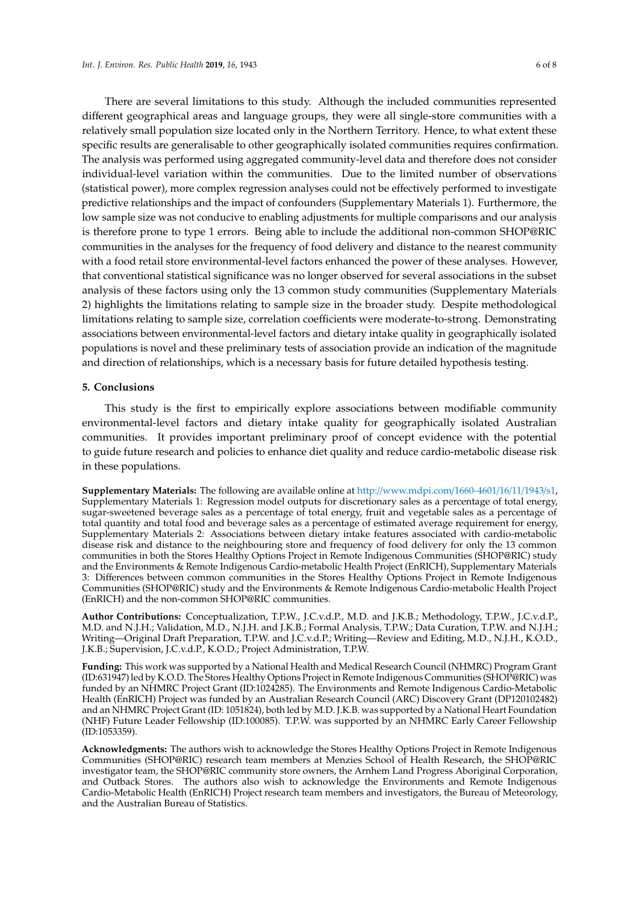There are several limitations to this study. Although the included communities represented different geographical areas and language groups, they were all single-store communities with a relatively small population size located only in the Northern Territory. Hence, to what extent these specific results are generalisable to other geographically isolated communities requires confirmation. The analysis was performed using aggregated community-level data and therefore does not consider individual-level variation within the communities. Due to the limited number of observations (statistical power), more complex regression analyses could not be effectively performed to investigate predictive relationships and the impact of confounders (Supplementary Materials 1). Furthermore, the low sample size was not conducive to enabling adjustments for multiple comparisons and our analysis is therefore prone to type 1 errors. Being able to include the additional non-common SHOP@RIC communities in the analyses for the frequency of food delivery and distance to the nearest community with a food retail store environmental-level factors enhanced the power of these analyses. However, that conventional statistical significance was no longer observed for several associations in the subset analysis of these factors using only the 13 common study communities (Supplementary Materials 2) highlights the limitations relating to sample size in the broader study. Despite methodological limitations relating to sample size, correlation coefficients were moderate-to-strong. Demonstrating associations between environmental-level factors and dietary intake quality in geographically isolated populations is novel and these preliminary tests of association provide an indication of the magnitude and direction of relationships, which is a necessary basis for future detailed hypothesis testing.

## 5. Conclusions

This study is the first to empirically explore associations between modifiable community environmental-level factors and dietary intake quality for geographically isolated Australian communities. It provides important preliminary proof of concept evidence with the potential to guide future research and policies to enhance diet quality and reduce cardio-metabolic disease risk in these populations.

**Supplementary Materials:** The following are available online at http://www.mdpi.com/1660-4601/16/11/1943/s1, Supplementary Materials 1: Regression model outputs for discretionary sales as a percentage of total energy, sugar-sweetened beverage sales as a percentage of total energy, fruit and vegetable sales as a percentage of total quantity and total food and beverage sales as a percentage of estimated average requirement for energy, Supplementary Materials 2: Associations between dietary intake features associated with cardio-metabolic disease risk and distance to the neighbouring store and frequency of food delivery for only the 13 common communities in both the Stores Healthy Options Project in Remote Indigenous Communities (SHOP@RIC) study and the Environments & Remote Indigenous Cardio-metabolic Health Project (EnRICH), Supplementary Materials 3: Differences between common communities in the Stores Healthy Options Project in Remote Indigenous Communities (SHOP@RIC) study and the Environments & Remote Indigenous Cardio-metabolic Health Project (EnRICH) and the non-common SHOP@RIC communities.

**Author Contributions:** Conceptualization, T.P.W., J.C.v.d.P., M.D. and J.K.B.; Methodology, T.P.W., J.C.v.d.P., M.D. and N.J.H.; Validation, M.D., N.J.H. and J.K.B.; Formal Analysis, T.P.W.; Data Curation, T.P.W. and N.J.H.; Writing—Original Draft Preparation, T.P.W. and J.C.v.d.P.; Writing—Review and Editing, M.D., N.J.H., K.O.D., J.K.B.; Supervision, J.C.v.d.P., K.O.D.; Project Administration, T.P.W.

**Funding:** This work was supported by a National Health and Medical Research Council (NHMRC) Program Grant (ID:631947) led by K.O.D. The Stores Healthy Options Project in Remote Indigenous Communities (SHOP@RIC) was funded by an NHMRC Project Grant (ID:1024285). The Environments and Remote Indigenous Cardio-Metabolic Health (EnRICH) Project was funded by an Australian Research Council (ARC) Discovery Grant (DP120102482) and an NHMRC Project Grant (ID: 1051824), both led by M.D. J.K.B. was supported by a National Heart Foundation (NHF) Future Leader Fellowship (ID:100085). T.P.W. was supported by an NHMRC Early Career Fellowship (ID:1053359).

**Acknowledgments:** The authors wish to acknowledge the Stores Healthy Options Project in Remote Indigenous Communities (SHOP@RIC) research team members at Menzies School of Health Research, the SHOP@RIC investigator team, the SHOP@RIC community store owners, the Arnhem Land Progress Aboriginal Corporation, and Outback Stores. The authors also wish to acknowledge the Environments and Remote Indigenous Cardio-Metabolic Health (EnRICH) Project research team members and investigators, the Bureau of Meteorology, and the Australian Bureau of Statistics.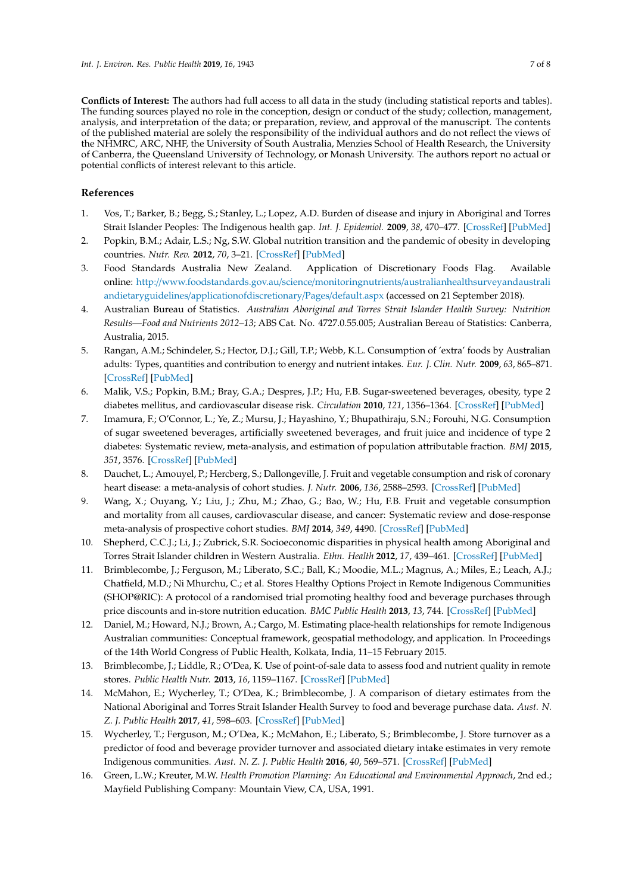**Conflicts of Interest:** The authors had full access to all data in the study (including statistical reports and tables). The funding sources played no role in the conception, design or conduct of the study; collection, management, analysis, and interpretation of the data; or preparation, review, and approval of the manuscript. The contents of the published material are solely the responsibility of the individual authors and do not reflect the views of the NHMRC, ARC, NHF, the University of South Australia, Menzies School of Health Research, the University of Canberra, the Queensland University of Technology, or Monash University. The authors report no actual or potential conflicts of interest relevant to this article.

## References

1. Vos, T.; Barker, B.; Begg, S.; Stanley, L.; Lopez, A.D. Burden of disease and injury in Aboriginal and Torres Strait Islander Peoples: The Indigenous health gap. *Int. J. Epidemiol.* **2009**, *38*, 470–477. [CrossRef] [PubMed]
2. Popkin, B.M.; Adair, L.S.; Ng, S.W. Global nutrition transition and the pandemic of obesity in developing countries. *Nutr. Rev.* **2012**, *70*, 3–21. [CrossRef] [PubMed]
3. Food Standards Australia New Zealand. Application of Discretionary Foods Flag. Available online: http://www.foodstandards.gov.au/science/monitoringnutrients/australianhealthsurveyandaustraliandietaryguidelines/applicationofdiscretionary/Pages/default.aspx (accessed on 21 September 2018).
4. Australian Bureau of Statistics. *Australian Aboriginal and Torres Strait Islander Health Survey: Nutrition Results—Food and Nutrients 2012–13*; ABS Cat. No. 4727.0.55.005; Australian Bereau of Statistics: Canberra, Australia, 2015.
5. Rangan, A.M.; Schindeler, S.; Hector, D.J.; Gill, T.P.; Webb, K.L. Consumption of 'extra' foods by Australian adults: Types, quantities and contribution to energy and nutrient intakes. *Eur. J. Clin. Nutr.* **2009**, *63*, 865–871. [CrossRef] [PubMed]
6. Malik, V.S.; Popkin, B.M.; Bray, G.A.; Despres, J.P.; Hu, F.B. Sugar-sweetened beverages, obesity, type 2 diabetes mellitus, and cardiovascular disease risk. *Circulation* **2010**, *121*, 1356–1364. [CrossRef] [PubMed]
7. Imamura, F.; O'Connor, L.; Ye, Z.; Mursu, J.; Hayashino, Y.; Bhupathiraju, S.N.; Forouhi, N.G. Consumption of sugar sweetened beverages, artificially sweetened beverages, and fruit juice and incidence of type 2 diabetes: Systematic review, meta-analysis, and estimation of population attributable fraction. *BMJ* **2015**, *351*, 3576. [CrossRef] [PubMed]
8. Dauchet, L.; Amouyel, P.; Hercberg, S.; Dallongeville, J. Fruit and vegetable consumption and risk of coronary heart disease: a meta-analysis of cohort studies. *J. Nutr.* **2006**, *136*, 2588–2593. [CrossRef] [PubMed]
9. Wang, X.; Ouyang, Y.; Liu, J.; Zhu, M.; Zhao, G.; Bao, W.; Hu, F.B. Fruit and vegetable consumption and mortality from all causes, cardiovascular disease, and cancer: Systematic review and dose-response meta-analysis of prospective cohort studies. *BMJ* **2014**, *349*, 4490. [CrossRef] [PubMed]
10. Shepherd, C.C.J.; Li, J.; Zubrick, S.R. Socioeconomic disparities in physical health among Aboriginal and Torres Strait Islander children in Western Australia. *Ethn. Health* **2012**, *17*, 439–461. [CrossRef] [PubMed]
11. Brimblecombe, J.; Ferguson, M.; Liberato, S.C.; Ball, K.; Moodie, M.L.; Magnus, A.; Miles, E.; Leach, A.J.; Chatfield, M.D.; Ni Mhurchu, C.; et al. Stores Healthy Options Project in Remote Indigenous Communities (SHOP@RIC): A protocol of a randomised trial promoting healthy food and beverage purchases through price discounts and in-store nutrition education. *BMC Public Health* **2013**, *13*, 744. [CrossRef] [PubMed]
12. Daniel, M.; Howard, N.J.; Brown, A.; Cargo, M. Estimating place-health relationships for remote Indigenous Australian communities: Conceptual framework, geospatial methodology, and application. In Proceedings of the 14th World Congress of Public Health, Kolkata, India, 11–15 February 2015.
13. Brimblecombe, J.; Liddle, R.; O'Dea, K. Use of point-of-sale data to assess food and nutrient quality in remote stores. *Public Health Nutr.* **2013**, *16*, 1159–1167. [CrossRef] [PubMed]
14. McMahon, E.; Wycherley, T.; O'Dea, K.; Brimblecombe, J. A comparison of dietary estimates from the National Aboriginal and Torres Strait Islander Health Survey to food and beverage purchase data. *Aust. N. Z. J. Public Health* **2017**, *41*, 598–603. [CrossRef] [PubMed]
15. Wycherley, T.; Ferguson, M.; O'Dea, K.; McMahon, E.; Liberato, S.; Brimblecombe, J. Store turnover as a predictor of food and beverage provider turnover and associated dietary intake estimates in very remote Indigenous communities. *Aust. N. Z. J. Public Health* **2016**, *40*, 569–571. [CrossRef] [PubMed]
16. Green, L.W.; Kreuter, M.W. *Health Promotion Planning: An Educational and Environmental Approach*, 2nd ed.; Mayfield Publishing Company: Mountain View, CA, USA, 1991.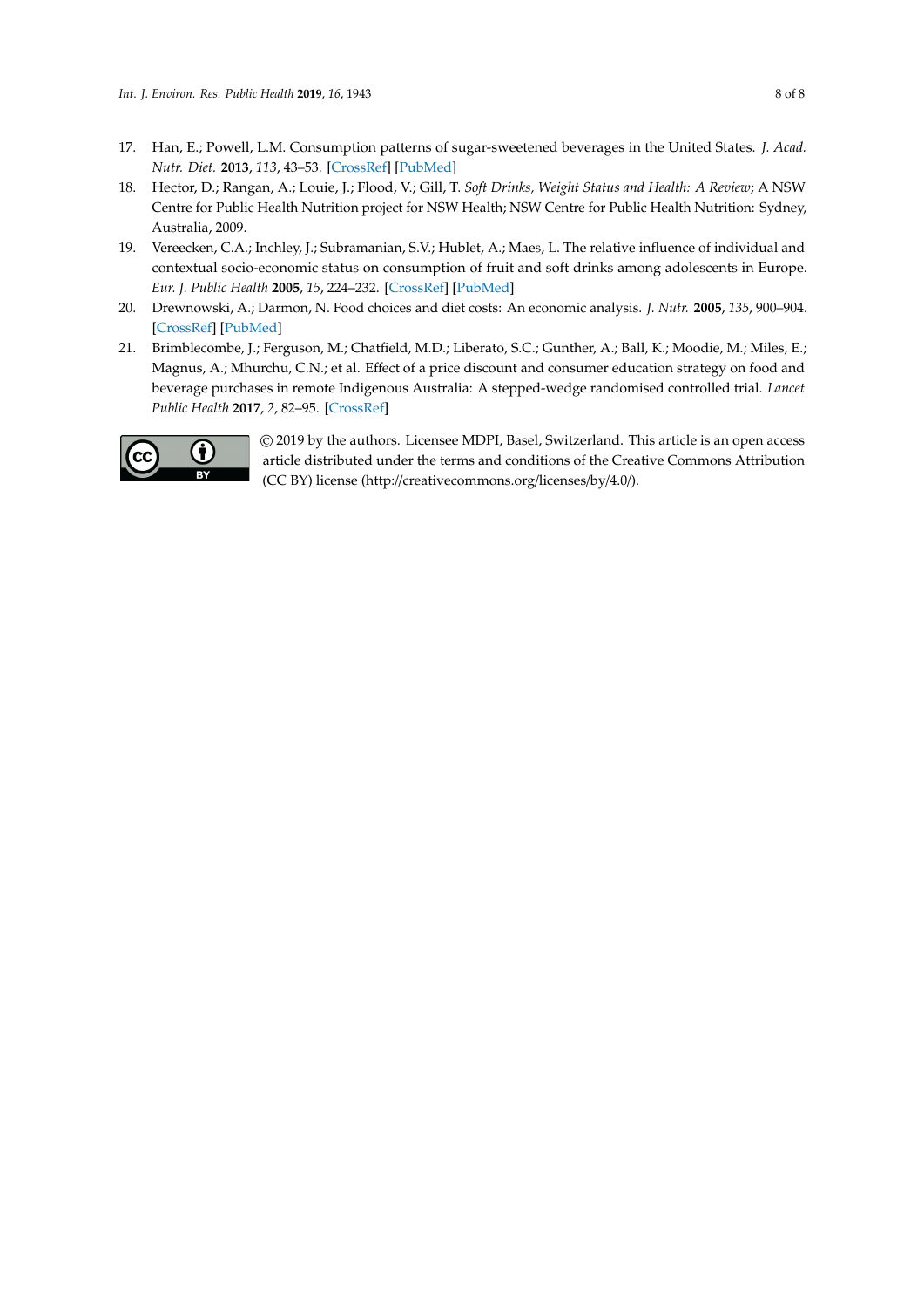17. Han, E.; Powell, L.M. Consumption patterns of sugar-sweetened beverages in the United States. *J. Acad. Nutr. Diet.* **2013**, *113*, 43–53. [CrossRef] [PubMed]
18. Hector, D.; Rangan, A.; Louie, J.; Flood, V.; Gill, T. *Soft Drinks, Weight Status and Health: A Review*; A NSW Centre for Public Health Nutrition project for NSW Health; NSW Centre for Public Health Nutrition: Sydney, Australia, 2009.
19. Vereecken, C.A.; Inchley, J.; Subramanian, S.V.; Hublet, A.; Maes, L. The relative influence of individual and contextual socio-economic status on consumption of fruit and soft drinks among adolescents in Europe. *Eur. J. Public Health* **2005**, *15*, 224–232. [CrossRef] [PubMed]
20. Drewnowski, A.; Darmon, N. Food choices and diet costs: An economic analysis. *J. Nutr.* **2005**, *135*, 900–904. [CrossRef] [PubMed]
21. Brimblecombe, J.; Ferguson, M.; Chatfield, M.D.; Liberato, S.C.; Gunther, A.; Ball, K.; Moodie, M.; Miles, E.; Magnus, A.; Mhurchu, C.N.; et al. Effect of a price discount and consumer education strategy on food and beverage purchases in remote Indigenous Australia: A stepped-wedge randomised controlled trial. *Lancet Public Health* **2017**, *2*, 82–95. [CrossRef]

© 2019 by the authors. Licensee MDPI, Basel, Switzerland. This article is an open access article distributed under the terms and conditions of the Creative Commons Attribution (CC BY) license (http://creativecommons.org/licenses/by/4.0/).